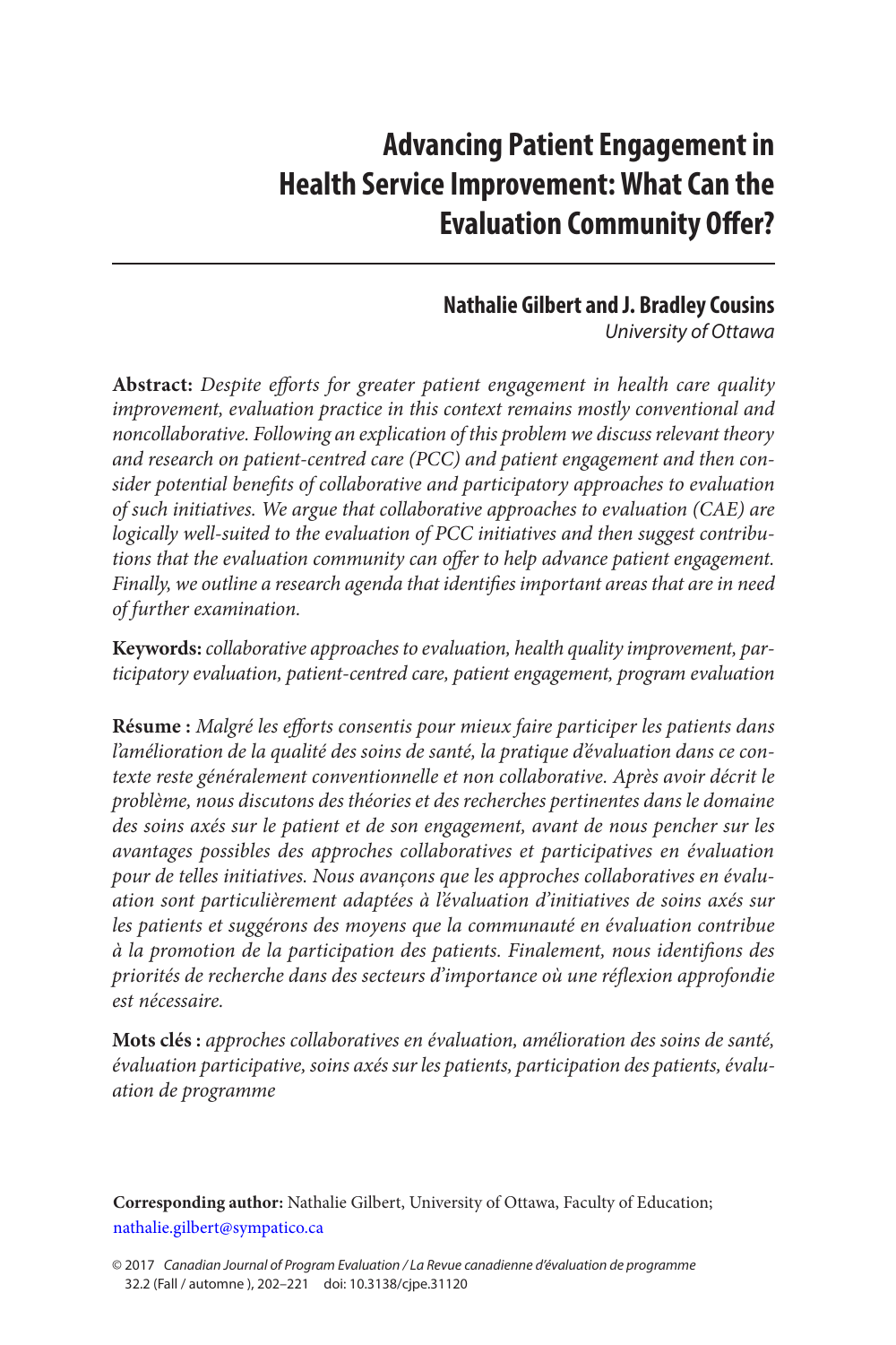# Advancing Patient Engagement in Health Service Improvement: What Can the Evaluation Community Offer?

**Nathalie Gilbert and J. Bradley Cousins**
*University of Ottawa*

**Abstract:** *Despite efforts for greater patient engagement in health care quality improvement, evaluation practice in this context remains mostly conventional and noncollaborative. Following an explication of this problem we discuss relevant theory and research on patient-centred care (PCC) and patient engagement and then consider potential benefits of collaborative and participatory approaches to evaluation of such initiatives. We argue that collaborative approaches to evaluation (CAE) are logically well-suited to the evaluation of PCC initiatives and then suggest contributions that the evaluation community can offer to help advance patient engagement. Finally, we outline a research agenda that identifies important areas that are in need of further examination.*

**Keywords:** *collaborative approaches to evaluation, health quality improvement, participatory evaluation, patient-centred care, patient engagement, program evaluation*

**Résume :** *Malgré les efforts consentis pour mieux faire participer les patients dans l'amélioration de la qualité des soins de santé, la pratique d'évaluation dans ce contexte reste généralement conventionnelle et non collaborative. Après avoir décrit le problème, nous discutons des théories et des recherches pertinentes dans le domaine des soins axés sur le patient et de son engagement, avant de nous pencher sur les avantages possibles des approches collaboratives et participatives en évaluation pour de telles initiatives. Nous avançons que les approches collaboratives en évaluation sont particulièrement adaptées à l'évaluation d'initiatives de soins axés sur les patients et suggérons des moyens que la communauté en évaluation contribue à la promotion de la participation des patients. Finalement, nous identifions des priorités de recherche dans des secteurs d'importance où une réflexion approfondie est nécessaire.*

**Mots clés :** *approches collaboratives en évaluation, amélioration des soins de santé, évaluation participative, soins axés sur les patients, participation des patients, évaluation de programme*

**Corresponding author:** Nathalie Gilbert, University of Ottawa, Faculty of Education; nathalie.gilbert@sympatico.ca

© 2017 *Canadian Journal of Program Evaluation / La Revue canadienne d'évaluation de programme* 32.2 (Fall / automne ), 202–221 doi: 10.3138/cjpe.31120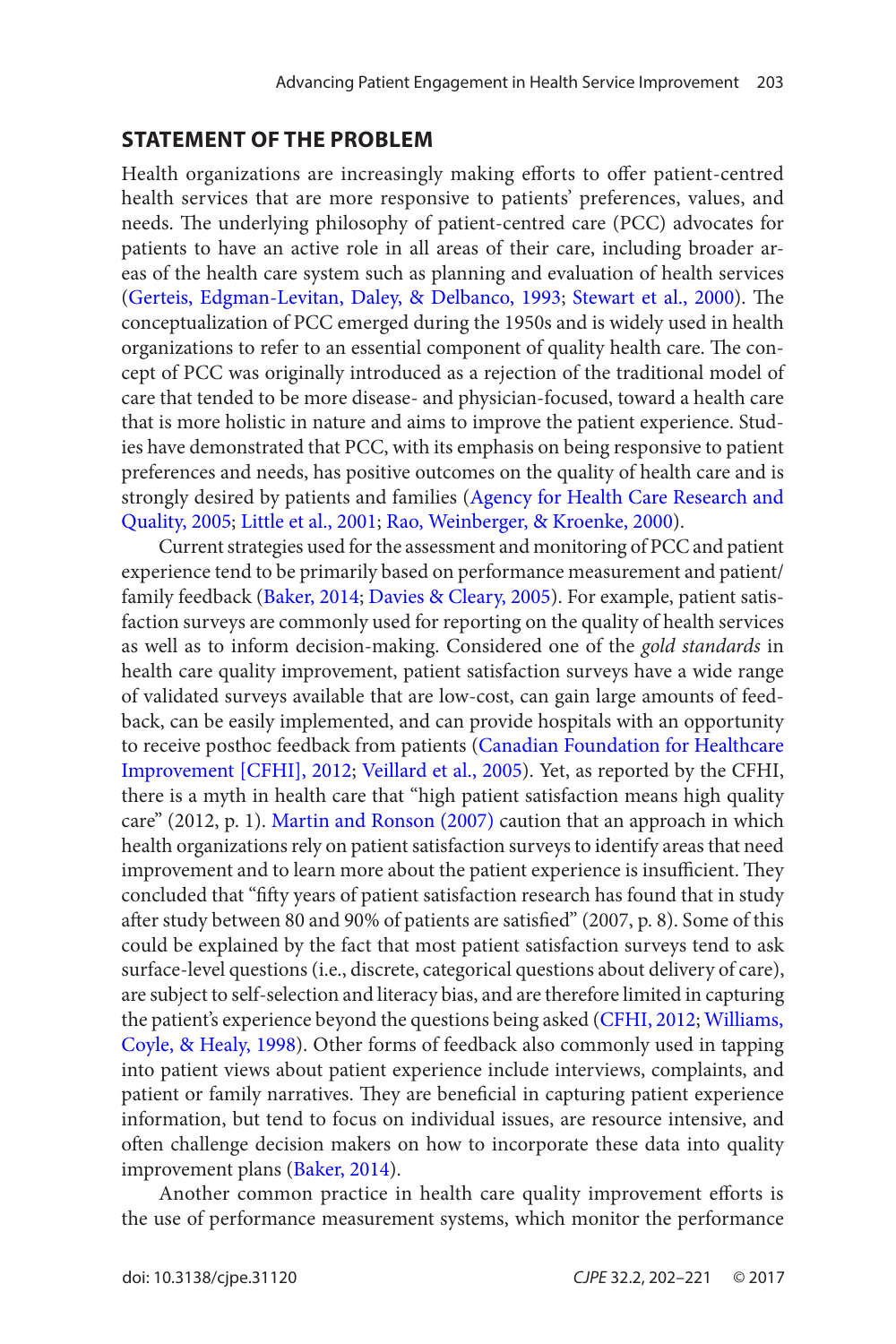## STATEMENT OF THE PROBLEM

Health organizations are increasingly making efforts to offer patient-centred health services that are more responsive to patients' preferences, values, and needs. The underlying philosophy of patient-centred care (PCC) advocates for patients to have an active role in all areas of their care, including broader areas of the health care system such as planning and evaluation of health services (Gerteis, Edgman-Levitan, Daley, & Delbanco, 1993; Stewart et al., 2000). The conceptualization of PCC emerged during the 1950s and is widely used in health organizations to refer to an essential component of quality health care. The concept of PCC was originally introduced as a rejection of the traditional model of care that tended to be more disease- and physician-focused, toward a health care that is more holistic in nature and aims to improve the patient experience. Studies have demonstrated that PCC, with its emphasis on being responsive to patient preferences and needs, has positive outcomes on the quality of health care and is strongly desired by patients and families (Agency for Health Care Research and Quality, 2005; Little et al., 2001; Rao, Weinberger, & Kroenke, 2000).

Current strategies used for the assessment and monitoring of PCC and patient experience tend to be primarily based on performance measurement and patient/family feedback (Baker, 2014; Davies & Cleary, 2005). For example, patient satisfaction surveys are commonly used for reporting on the quality of health services as well as to inform decision-making. Considered one of the *gold standards* in health care quality improvement, patient satisfaction surveys have a wide range of validated surveys available that are low-cost, can gain large amounts of feedback, can be easily implemented, and can provide hospitals with an opportunity to receive posthoc feedback from patients (Canadian Foundation for Healthcare Improvement [CFHI], 2012; Veillard et al., 2005). Yet, as reported by the CFHI, there is a myth in health care that "high patient satisfaction means high quality care" (2012, p. 1). Martin and Ronson (2007) caution that an approach in which health organizations rely on patient satisfaction surveys to identify areas that need improvement and to learn more about the patient experience is insufficient. They concluded that "fifty years of patient satisfaction research has found that in study after study between 80 and 90% of patients are satisfied" (2007, p. 8). Some of this could be explained by the fact that most patient satisfaction surveys tend to ask surface-level questions (i.e., discrete, categorical questions about delivery of care), are subject to self-selection and literacy bias, and are therefore limited in capturing the patient's experience beyond the questions being asked (CFHI, 2012; Williams, Coyle, & Healy, 1998). Other forms of feedback also commonly used in tapping into patient views about patient experience include interviews, complaints, and patient or family narratives. They are beneficial in capturing patient experience information, but tend to focus on individual issues, are resource intensive, and often challenge decision makers on how to incorporate these data into quality improvement plans (Baker, 2014).

Another common practice in health care quality improvement efforts is the use of performance measurement systems, which monitor the performance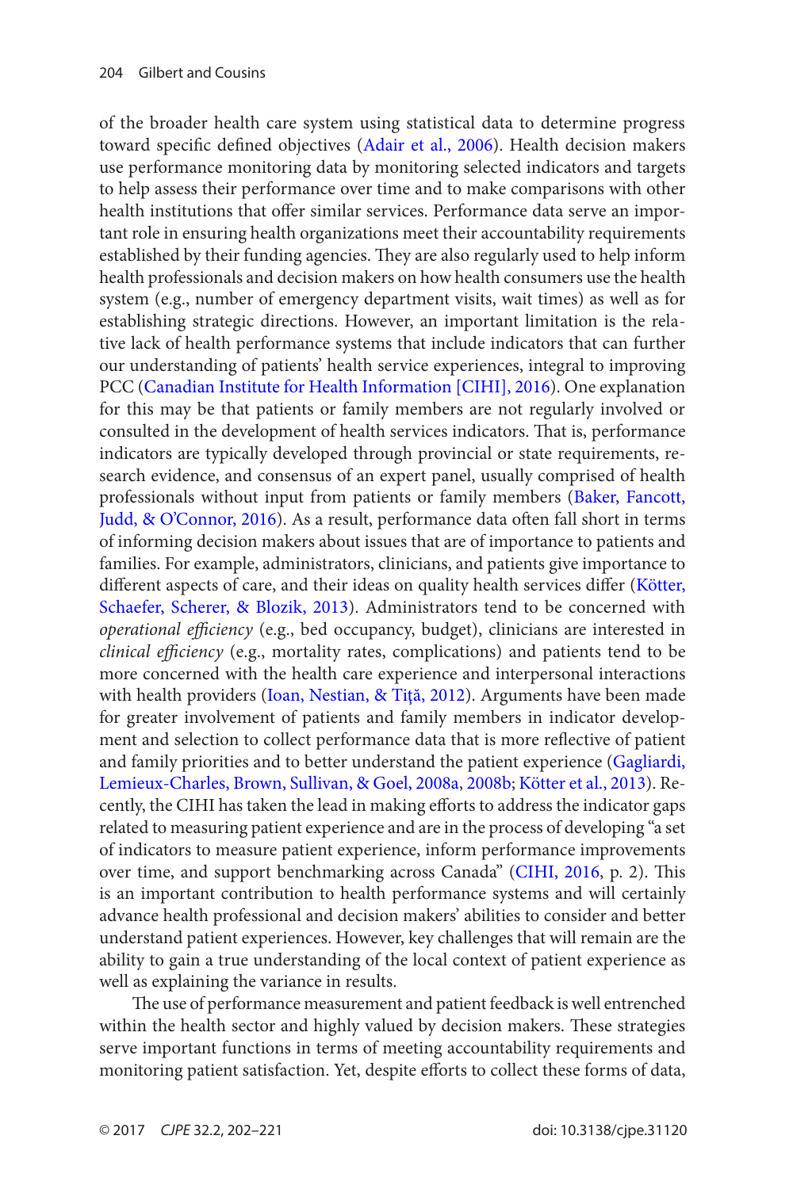of the broader health care system using statistical data to determine progress toward specific defined objectives (Adair et al., 2006). Health decision makers use performance monitoring data by monitoring selected indicators and targets to help assess their performance over time and to make comparisons with other health institutions that offer similar services. Performance data serve an important role in ensuring health organizations meet their accountability requirements established by their funding agencies. They are also regularly used to help inform health professionals and decision makers on how health consumers use the health system (e.g., number of emergency department visits, wait times) as well as for establishing strategic directions. However, an important limitation is the relative lack of health performance systems that include indicators that can further our understanding of patients' health service experiences, integral to improving PCC (Canadian Institute for Health Information [CIHI], 2016). One explanation for this may be that patients or family members are not regularly involved or consulted in the development of health services indicators. That is, performance indicators are typically developed through provincial or state requirements, research evidence, and consensus of an expert panel, usually comprised of health professionals without input from patients or family members (Baker, Fancott, Judd, & O'Connor, 2016). As a result, performance data often fall short in terms of informing decision makers about issues that are of importance to patients and families. For example, administrators, clinicians, and patients give importance to different aspects of care, and their ideas on quality health services differ (Kötter, Schaefer, Scherer, & Blozik, 2013). Administrators tend to be concerned with *operational efficiency* (e.g., bed occupancy, budget), clinicians are interested in *clinical efficiency* (e.g., mortality rates, complications) and patients tend to be more concerned with the health care experience and interpersonal interactions with health providers (Ioan, Nestian, & Tiţă, 2012). Arguments have been made for greater involvement of patients and family members in indicator development and selection to collect performance data that is more reflective of patient and family priorities and to better understand the patient experience (Gagliardi, Lemieux-Charles, Brown, Sullivan, & Goel, 2008a, 2008b; Kötter et al., 2013). Recently, the CIHI has taken the lead in making efforts to address the indicator gaps related to measuring patient experience and are in the process of developing "a set of indicators to measure patient experience, inform performance improvements over time, and support benchmarking across Canada" (CIHI, 2016, p. 2). This is an important contribution to health performance systems and will certainly advance health professional and decision makers' abilities to consider and better understand patient experiences. However, key challenges that will remain are the ability to gain a true understanding of the local context of patient experience as well as explaining the variance in results.

The use of performance measurement and patient feedback is well entrenched within the health sector and highly valued by decision makers. These strategies serve important functions in terms of meeting accountability requirements and monitoring patient satisfaction. Yet, despite efforts to collect these forms of data,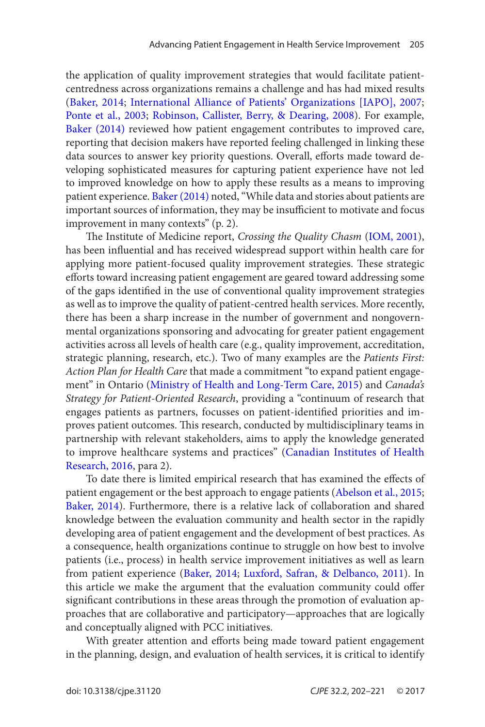the application of quality improvement strategies that would facilitate patient-centredness across organizations remains a challenge and has had mixed results (Baker, 2014; International Alliance of Patients' Organizations [IAPO], 2007; Ponte et al., 2003; Robinson, Callister, Berry, & Dearing, 2008). For example, Baker (2014) reviewed how patient engagement contributes to improved care, reporting that decision makers have reported feeling challenged in linking these data sources to answer key priority questions. Overall, efforts made toward developing sophisticated measures for capturing patient experience have not led to improved knowledge on how to apply these results as a means to improving patient experience. Baker (2014) noted, "While data and stories about patients are important sources of information, they may be insufficient to motivate and focus improvement in many contexts" (p. 2).

The Institute of Medicine report, *Crossing the Quality Chasm* (IOM, 2001), has been influential and has received widespread support within health care for applying more patient-focused quality improvement strategies. These strategic efforts toward increasing patient engagement are geared toward addressing some of the gaps identified in the use of conventional quality improvement strategies as well as to improve the quality of patient-centred health services. More recently, there has been a sharp increase in the number of government and nongovernmental organizations sponsoring and advocating for greater patient engagement activities across all levels of health care (e.g., quality improvement, accreditation, strategic planning, research, etc.). Two of many examples are the *Patients First: Action Plan for Health Care* that made a commitment "to expand patient engagement" in Ontario (Ministry of Health and Long-Term Care, 2015) and *Canada's Strategy for Patient-Oriented Research*, providing a "continuum of research that engages patients as partners, focusses on patient-identified priorities and improves patient outcomes. This research, conducted by multidisciplinary teams in partnership with relevant stakeholders, aims to apply the knowledge generated to improve healthcare systems and practices" (Canadian Institutes of Health Research, 2016, para 2).

To date there is limited empirical research that has examined the effects of patient engagement or the best approach to engage patients (Abelson et al., 2015; Baker, 2014). Furthermore, there is a relative lack of collaboration and shared knowledge between the evaluation community and health sector in the rapidly developing area of patient engagement and the development of best practices. As a consequence, health organizations continue to struggle on how best to involve patients (i.e., process) in health service improvement initiatives as well as learn from patient experience (Baker, 2014; Luxford, Safran, & Delbanco, 2011). In this article we make the argument that the evaluation community could offer significant contributions in these areas through the promotion of evaluation approaches that are collaborative and participatory—approaches that are logically and conceptually aligned with PCC initiatives.

With greater attention and efforts being made toward patient engagement in the planning, design, and evaluation of health services, it is critical to identify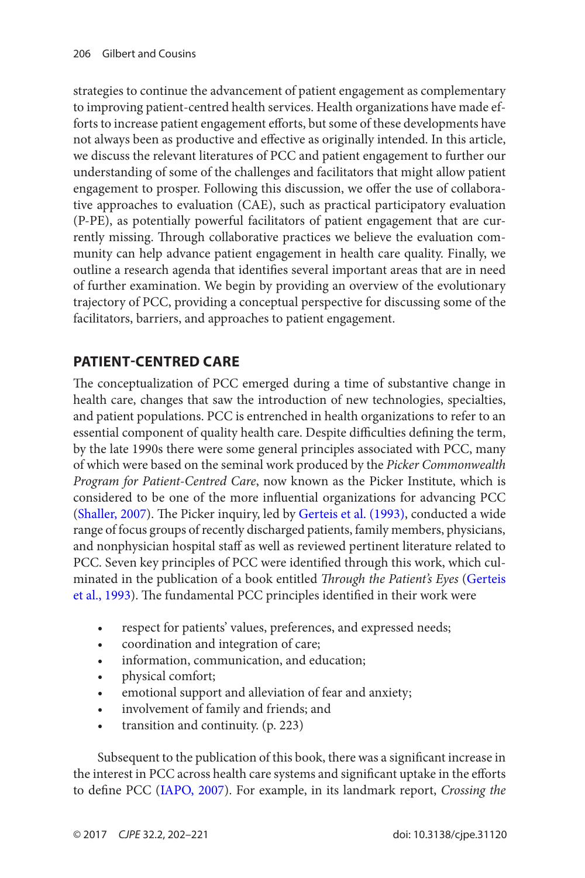strategies to continue the advancement of patient engagement as complementary to improving patient-centred health services. Health organizations have made efforts to increase patient engagement efforts, but some of these developments have not always been as productive and effective as originally intended. In this article, we discuss the relevant literatures of PCC and patient engagement to further our understanding of some of the challenges and facilitators that might allow patient engagement to prosper. Following this discussion, we offer the use of collaborative approaches to evaluation (CAE), such as practical participatory evaluation (P-PE), as potentially powerful facilitators of patient engagement that are currently missing. Through collaborative practices we believe the evaluation community can help advance patient engagement in health care quality. Finally, we outline a research agenda that identifies several important areas that are in need of further examination. We begin by providing an overview of the evolutionary trajectory of PCC, providing a conceptual perspective for discussing some of the facilitators, barriers, and approaches to patient engagement.

## PATIENT-CENTRED CARE

The conceptualization of PCC emerged during a time of substantive change in health care, changes that saw the introduction of new technologies, specialties, and patient populations. PCC is entrenched in health organizations to refer to an essential component of quality health care. Despite difficulties defining the term, by the late 1990s there were some general principles associated with PCC, many of which were based on the seminal work produced by the *Picker Commonwealth Program for Patient-Centred Care*, now known as the Picker Institute, which is considered to be one of the more influential organizations for advancing PCC (Shaller, 2007). The Picker inquiry, led by Gerteis et al. (1993), conducted a wide range of focus groups of recently discharged patients, family members, physicians, and nonphysician hospital staff as well as reviewed pertinent literature related to PCC. Seven key principles of PCC were identified through this work, which culminated in the publication of a book entitled *Through the Patient's Eyes* (Gerteis et al., 1993). The fundamental PCC principles identified in their work were

- respect for patients' values, preferences, and expressed needs;
- coordination and integration of care;
- information, communication, and education;
- physical comfort;
- emotional support and alleviation of fear and anxiety;
- involvement of family and friends; and
- transition and continuity. (p. 223)

Subsequent to the publication of this book, there was a significant increase in the interest in PCC across health care systems and significant uptake in the efforts to define PCC (IAPO, 2007). For example, in its landmark report, *Crossing the*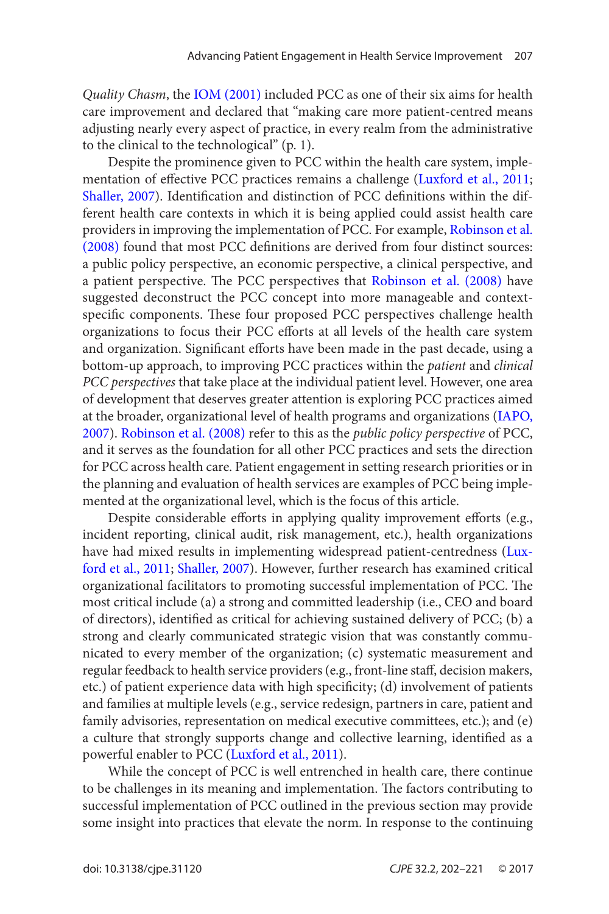*Quality Chasm*, the IOM (2001) included PCC as one of their six aims for health care improvement and declared that "making care more patient-centred means adjusting nearly every aspect of practice, in every realm from the administrative to the clinical to the technological" (p. 1).

Despite the prominence given to PCC within the health care system, implementation of effective PCC practices remains a challenge (Luxford et al., 2011; Shaller, 2007). Identification and distinction of PCC definitions within the different health care contexts in which it is being applied could assist health care providers in improving the implementation of PCC. For example, Robinson et al. (2008) found that most PCC definitions are derived from four distinct sources: a public policy perspective, an economic perspective, a clinical perspective, and a patient perspective. The PCC perspectives that Robinson et al. (2008) have suggested deconstruct the PCC concept into more manageable and context-specific components. These four proposed PCC perspectives challenge health organizations to focus their PCC efforts at all levels of the health care system and organization. Significant efforts have been made in the past decade, using a bottom-up approach, to improving PCC practices within the *patient* and *clinical PCC perspectives* that take place at the individual patient level. However, one area of development that deserves greater attention is exploring PCC practices aimed at the broader, organizational level of health programs and organizations (IAPO, 2007). Robinson et al. (2008) refer to this as the *public policy perspective* of PCC, and it serves as the foundation for all other PCC practices and sets the direction for PCC across health care. Patient engagement in setting research priorities or in the planning and evaluation of health services are examples of PCC being implemented at the organizational level, which is the focus of this article.

Despite considerable efforts in applying quality improvement efforts (e.g., incident reporting, clinical audit, risk management, etc.), health organizations have had mixed results in implementing widespread patient-centredness (Luxford et al., 2011; Shaller, 2007). However, further research has examined critical organizational facilitators to promoting successful implementation of PCC. The most critical include (a) a strong and committed leadership (i.e., CEO and board of directors), identified as critical for achieving sustained delivery of PCC; (b) a strong and clearly communicated strategic vision that was constantly communicated to every member of the organization; (c) systematic measurement and regular feedback to health service providers (e.g., front-line staff, decision makers, etc.) of patient experience data with high specificity; (d) involvement of patients and families at multiple levels (e.g., service redesign, partners in care, patient and family advisories, representation on medical executive committees, etc.); and (e) a culture that strongly supports change and collective learning, identified as a powerful enabler to PCC (Luxford et al., 2011).

While the concept of PCC is well entrenched in health care, there continue to be challenges in its meaning and implementation. The factors contributing to successful implementation of PCC outlined in the previous section may provide some insight into practices that elevate the norm. In response to the continuing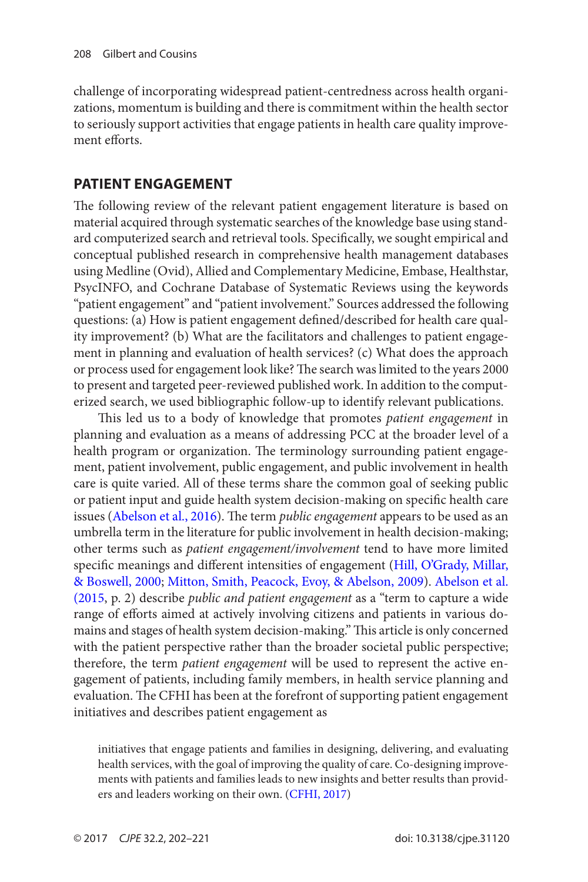challenge of incorporating widespread patient-centredness across health organizations, momentum is building and there is commitment within the health sector to seriously support activities that engage patients in health care quality improvement efforts.

## PATIENT ENGAGEMENT

The following review of the relevant patient engagement literature is based on material acquired through systematic searches of the knowledge base using standard computerized search and retrieval tools. Specifically, we sought empirical and conceptual published research in comprehensive health management databases using Medline (Ovid), Allied and Complementary Medicine, Embase, Healthstar, PsycINFO, and Cochrane Database of Systematic Reviews using the keywords "patient engagement" and "patient involvement." Sources addressed the following questions: (a) How is patient engagement defined/described for health care quality improvement? (b) What are the facilitators and challenges to patient engagement in planning and evaluation of health services? (c) What does the approach or process used for engagement look like? The search was limited to the years 2000 to present and targeted peer-reviewed published work. In addition to the computerized search, we used bibliographic follow-up to identify relevant publications.

This led us to a body of knowledge that promotes *patient engagement* in planning and evaluation as a means of addressing PCC at the broader level of a health program or organization. The terminology surrounding patient engagement, patient involvement, public engagement, and public involvement in health care is quite varied. All of these terms share the common goal of seeking public or patient input and guide health system decision-making on specific health care issues (Abelson et al., 2016). The term *public engagement* appears to be used as an umbrella term in the literature for public involvement in health decision-making; other terms such as *patient engagement/involvement* tend to have more limited specific meanings and different intensities of engagement (Hill, O'Grady, Millar, & Boswell, 2000; Mitton, Smith, Peacock, Evoy, & Abelson, 2009). Abelson et al. (2015, p. 2) describe *public and patient engagement* as a "term to capture a wide range of efforts aimed at actively involving citizens and patients in various domains and stages of health system decision-making." This article is only concerned with the patient perspective rather than the broader societal public perspective; therefore, the term *patient engagement* will be used to represent the active engagement of patients, including family members, in health service planning and evaluation. The CFHI has been at the forefront of supporting patient engagement initiatives and describes patient engagement as

> initiatives that engage patients and families in designing, delivering, and evaluating health services, with the goal of improving the quality of care. Co-designing improvements with patients and families leads to new insights and better results than providers and leaders working on their own. (CFHI, 2017)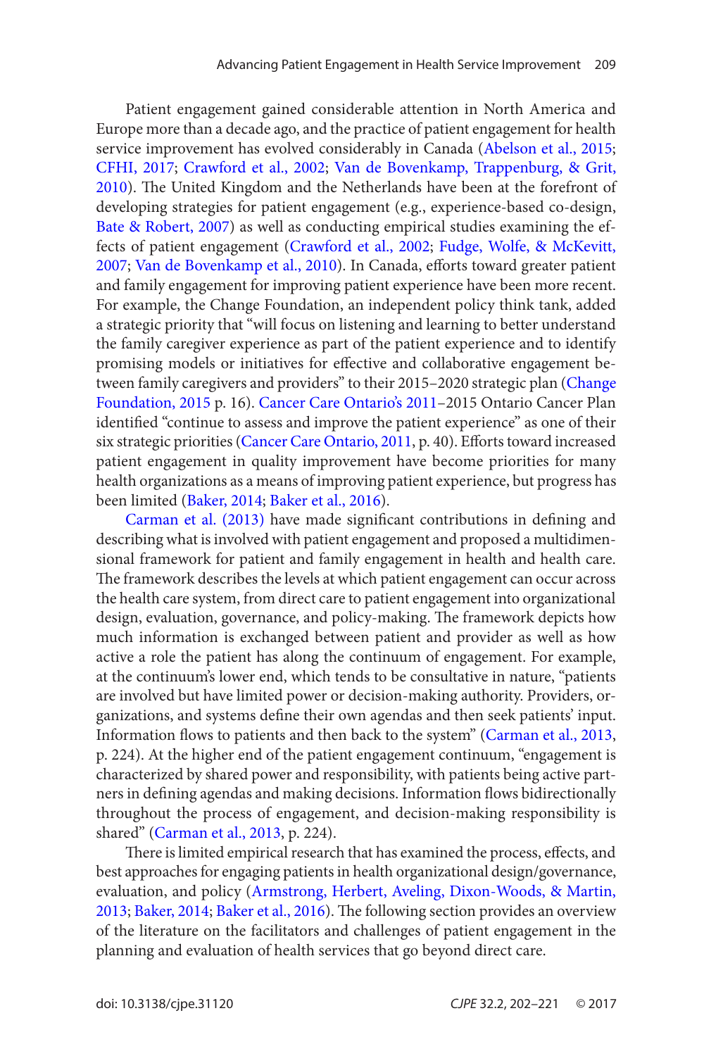Patient engagement gained considerable attention in North America and Europe more than a decade ago, and the practice of patient engagement for health service improvement has evolved considerably in Canada (Abelson et al., 2015; CFHI, 2017; Crawford et al., 2002; Van de Bovenkamp, Trappenburg, & Grit, 2010). The United Kingdom and the Netherlands have been at the forefront of developing strategies for patient engagement (e.g., experience-based co-design, Bate & Robert, 2007) as well as conducting empirical studies examining the effects of patient engagement (Crawford et al., 2002; Fudge, Wolfe, & McKevitt, 2007; Van de Bovenkamp et al., 2010). In Canada, efforts toward greater patient and family engagement for improving patient experience have been more recent. For example, the Change Foundation, an independent policy think tank, added a strategic priority that "will focus on listening and learning to better understand the family caregiver experience as part of the patient experience and to identify promising models or initiatives for effective and collaborative engagement between family caregivers and providers" to their 2015–2020 strategic plan (Change Foundation, 2015 p. 16). Cancer Care Ontario's 2011–2015 Ontario Cancer Plan identified "continue to assess and improve the patient experience" as one of their six strategic priorities (Cancer Care Ontario, 2011, p. 40). Efforts toward increased patient engagement in quality improvement have become priorities for many health organizations as a means of improving patient experience, but progress has been limited (Baker, 2014; Baker et al., 2016).

Carman et al. (2013) have made significant contributions in defining and describing what is involved with patient engagement and proposed a multidimensional framework for patient and family engagement in health and health care. The framework describes the levels at which patient engagement can occur across the health care system, from direct care to patient engagement into organizational design, evaluation, governance, and policy-making. The framework depicts how much information is exchanged between patient and provider as well as how active a role the patient has along the continuum of engagement. For example, at the continuum's lower end, which tends to be consultative in nature, "patients are involved but have limited power or decision-making authority. Providers, organizations, and systems define their own agendas and then seek patients' input. Information flows to patients and then back to the system" (Carman et al., 2013, p. 224). At the higher end of the patient engagement continuum, "engagement is characterized by shared power and responsibility, with patients being active partners in defining agendas and making decisions. Information flows bidirectionally throughout the process of engagement, and decision-making responsibility is shared" (Carman et al., 2013, p. 224).

There is limited empirical research that has examined the process, effects, and best approaches for engaging patients in health organizational design/governance, evaluation, and policy (Armstrong, Herbert, Aveling, Dixon-Woods, & Martin, 2013; Baker, 2014; Baker et al., 2016). The following section provides an overview of the literature on the facilitators and challenges of patient engagement in the planning and evaluation of health services that go beyond direct care.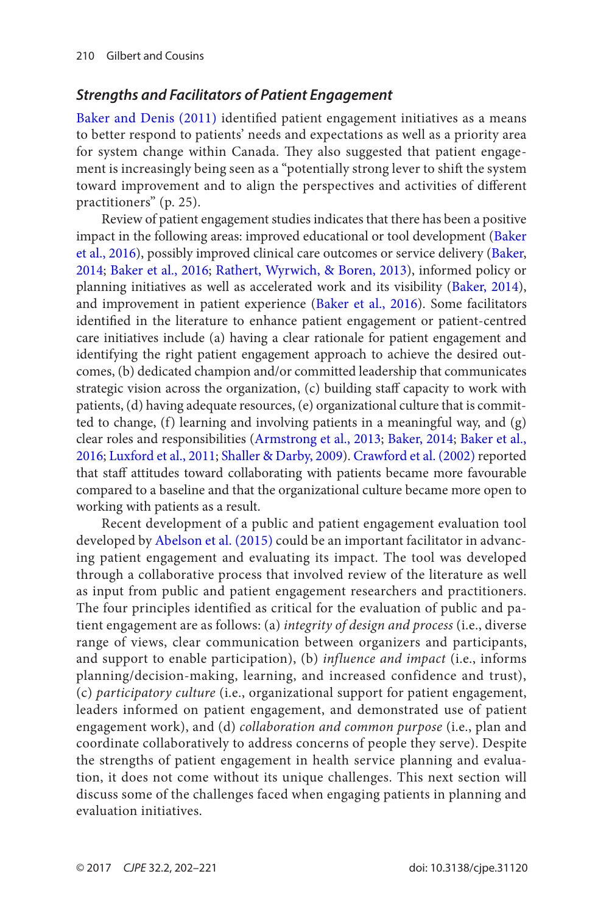### *Strengths and Facilitators of Patient Engagement*

Baker and Denis (2011) identified patient engagement initiatives as a means to better respond to patients' needs and expectations as well as a priority area for system change within Canada. They also suggested that patient engagement is increasingly being seen as a "potentially strong lever to shift the system toward improvement and to align the perspectives and activities of different practitioners" (p. 25).

Review of patient engagement studies indicates that there has been a positive impact in the following areas: improved educational or tool development (Baker et al., 2016), possibly improved clinical care outcomes or service delivery (Baker, 2014; Baker et al., 2016; Rathert, Wyrwich, & Boren, 2013), informed policy or planning initiatives as well as accelerated work and its visibility (Baker, 2014), and improvement in patient experience (Baker et al., 2016). Some facilitators identified in the literature to enhance patient engagement or patient-centred care initiatives include (a) having a clear rationale for patient engagement and identifying the right patient engagement approach to achieve the desired outcomes, (b) dedicated champion and/or committed leadership that communicates strategic vision across the organization, (c) building staff capacity to work with patients, (d) having adequate resources, (e) organizational culture that is committed to change, (f) learning and involving patients in a meaningful way, and (g) clear roles and responsibilities (Armstrong et al., 2013; Baker, 2014; Baker et al., 2016; Luxford et al., 2011; Shaller & Darby, 2009). Crawford et al. (2002) reported that staff attitudes toward collaborating with patients became more favourable compared to a baseline and that the organizational culture became more open to working with patients as a result.

Recent development of a public and patient engagement evaluation tool developed by Abelson et al. (2015) could be an important facilitator in advancing patient engagement and evaluating its impact. The tool was developed through a collaborative process that involved review of the literature as well as input from public and patient engagement researchers and practitioners. The four principles identified as critical for the evaluation of public and patient engagement are as follows: (a) *integrity of design and process* (i.e., diverse range of views, clear communication between organizers and participants, and support to enable participation), (b) *influence and impact* (i.e., informs planning/decision-making, learning, and increased confidence and trust), (c) *participatory culture* (i.e., organizational support for patient engagement, leaders informed on patient engagement, and demonstrated use of patient engagement work), and (d) *collaboration and common purpose* (i.e., plan and coordinate collaboratively to address concerns of people they serve). Despite the strengths of patient engagement in health service planning and evaluation, it does not come without its unique challenges. This next section will discuss some of the challenges faced when engaging patients in planning and evaluation initiatives.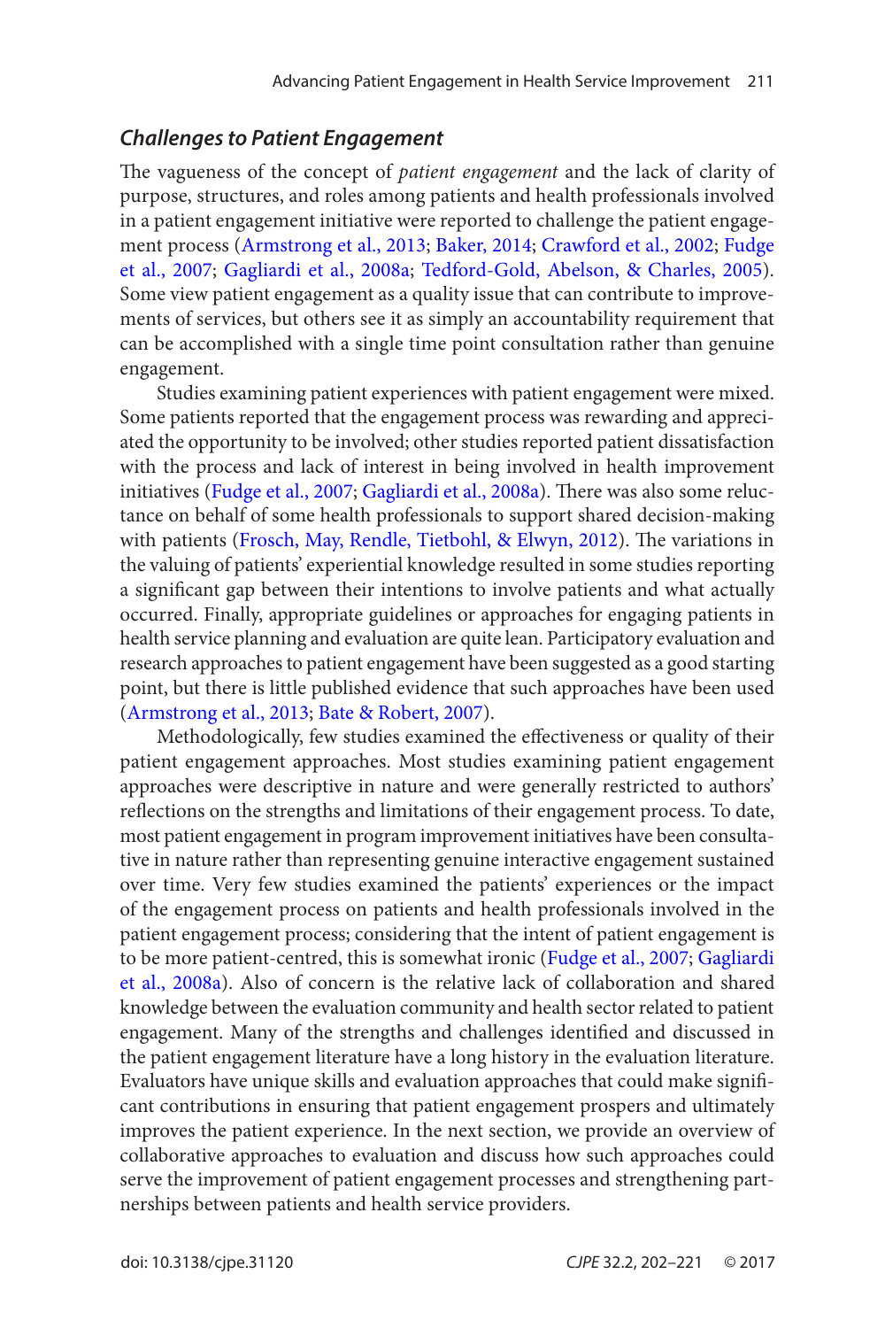### *Challenges to Patient Engagement*

The vagueness of the concept of *patient engagement* and the lack of clarity of purpose, structures, and roles among patients and health professionals involved in a patient engagement initiative were reported to challenge the patient engagement process (Armstrong et al., 2013; Baker, 2014; Crawford et al., 2002; Fudge et al., 2007; Gagliardi et al., 2008a; Tedford-Gold, Abelson, & Charles, 2005). Some view patient engagement as a quality issue that can contribute to improvements of services, but others see it as simply an accountability requirement that can be accomplished with a single time point consultation rather than genuine engagement.

Studies examining patient experiences with patient engagement were mixed. Some patients reported that the engagement process was rewarding and appreciated the opportunity to be involved; other studies reported patient dissatisfaction with the process and lack of interest in being involved in health improvement initiatives (Fudge et al., 2007; Gagliardi et al., 2008a). There was also some reluctance on behalf of some health professionals to support shared decision-making with patients (Frosch, May, Rendle, Tietbohl, & Elwyn, 2012). The variations in the valuing of patients' experiential knowledge resulted in some studies reporting a significant gap between their intentions to involve patients and what actually occurred. Finally, appropriate guidelines or approaches for engaging patients in health service planning and evaluation are quite lean. Participatory evaluation and research approaches to patient engagement have been suggested as a good starting point, but there is little published evidence that such approaches have been used (Armstrong et al., 2013; Bate & Robert, 2007).

Methodologically, few studies examined the effectiveness or quality of their patient engagement approaches. Most studies examining patient engagement approaches were descriptive in nature and were generally restricted to authors' reflections on the strengths and limitations of their engagement process. To date, most patient engagement in program improvement initiatives have been consultative in nature rather than representing genuine interactive engagement sustained over time. Very few studies examined the patients' experiences or the impact of the engagement process on patients and health professionals involved in the patient engagement process; considering that the intent of patient engagement is to be more patient-centred, this is somewhat ironic (Fudge et al., 2007; Gagliardi et al., 2008a). Also of concern is the relative lack of collaboration and shared knowledge between the evaluation community and health sector related to patient engagement. Many of the strengths and challenges identified and discussed in the patient engagement literature have a long history in the evaluation literature. Evaluators have unique skills and evaluation approaches that could make significant contributions in ensuring that patient engagement prospers and ultimately improves the patient experience. In the next section, we provide an overview of collaborative approaches to evaluation and discuss how such approaches could serve the improvement of patient engagement processes and strengthening partnerships between patients and health service providers.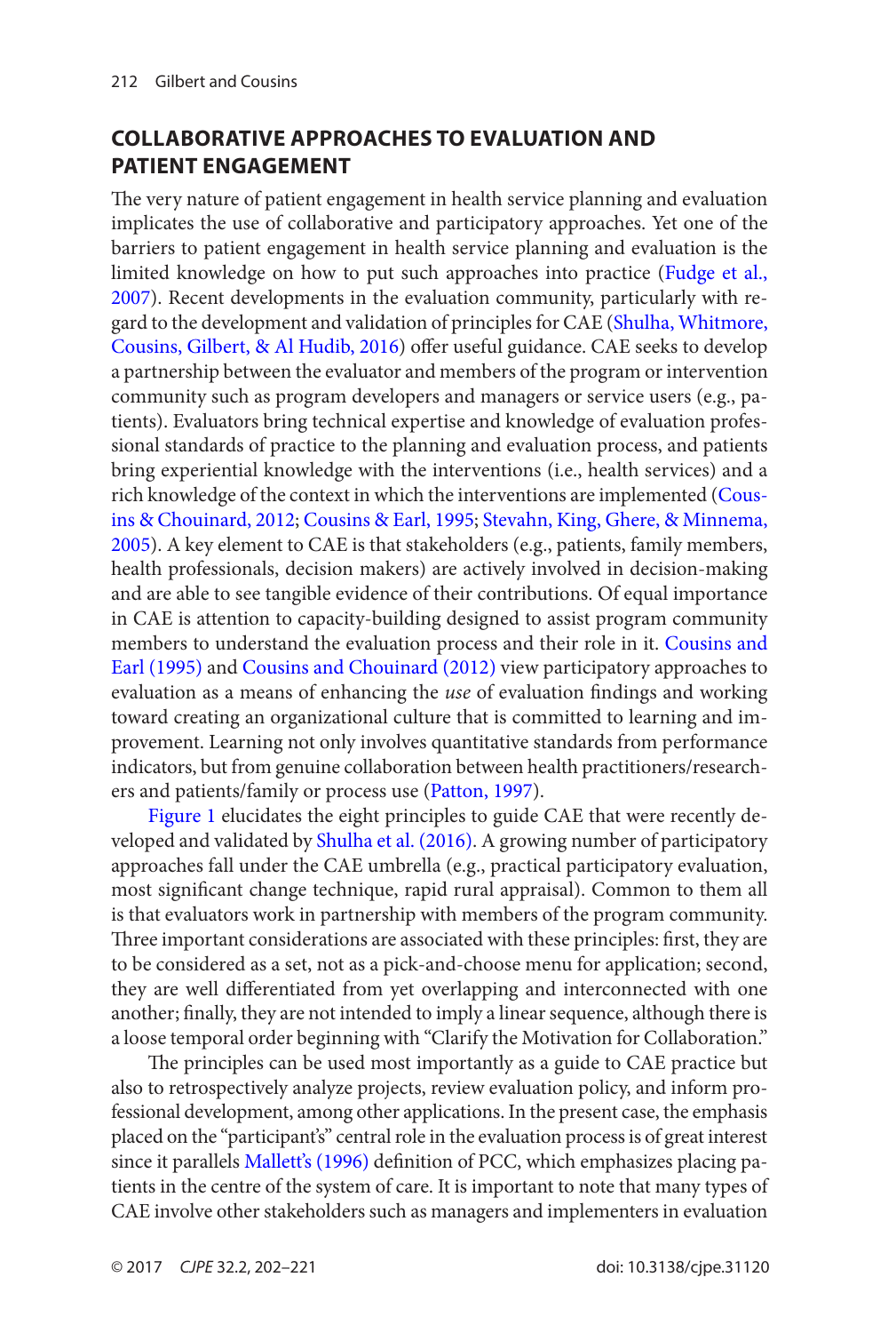## COLLABORATIVE APPROACHES TO EVALUATION AND PATIENT ENGAGEMENT

The very nature of patient engagement in health service planning and evaluation implicates the use of collaborative and participatory approaches. Yet one of the barriers to patient engagement in health service planning and evaluation is the limited knowledge on how to put such approaches into practice (Fudge et al., 2007). Recent developments in the evaluation community, particularly with regard to the development and validation of principles for CAE (Shulha, Whitmore, Cousins, Gilbert, & Al Hudib, 2016) offer useful guidance. CAE seeks to develop a partnership between the evaluator and members of the program or intervention community such as program developers and managers or service users (e.g., patients). Evaluators bring technical expertise and knowledge of evaluation professional standards of practice to the planning and evaluation process, and patients bring experiential knowledge with the interventions (i.e., health services) and a rich knowledge of the context in which the interventions are implemented (Cousins & Chouinard, 2012; Cousins & Earl, 1995; Stevahn, King, Ghere, & Minnema, 2005). A key element to CAE is that stakeholders (e.g., patients, family members, health professionals, decision makers) are actively involved in decision-making and are able to see tangible evidence of their contributions. Of equal importance in CAE is attention to capacity-building designed to assist program community members to understand the evaluation process and their role in it. Cousins and Earl (1995) and Cousins and Chouinard (2012) view participatory approaches to evaluation as a means of enhancing the *use* of evaluation findings and working toward creating an organizational culture that is committed to learning and improvement. Learning not only involves quantitative standards from performance indicators, but from genuine collaboration between health practitioners/researchers and patients/family or process use (Patton, 1997).

Figure 1 elucidates the eight principles to guide CAE that were recently developed and validated by Shulha et al. (2016). A growing number of participatory approaches fall under the CAE umbrella (e.g., practical participatory evaluation, most significant change technique, rapid rural appraisal). Common to them all is that evaluators work in partnership with members of the program community. Three important considerations are associated with these principles: first, they are to be considered as a set, not as a pick-and-choose menu for application; second, they are well differentiated from yet overlapping and interconnected with one another; finally, they are not intended to imply a linear sequence, although there is a loose temporal order beginning with "Clarify the Motivation for Collaboration."

The principles can be used most importantly as a guide to CAE practice but also to retrospectively analyze projects, review evaluation policy, and inform professional development, among other applications. In the present case, the emphasis placed on the "participant's" central role in the evaluation process is of great interest since it parallels Mallett's (1996) definition of PCC, which emphasizes placing patients in the centre of the system of care. It is important to note that many types of CAE involve other stakeholders such as managers and implementers in evaluation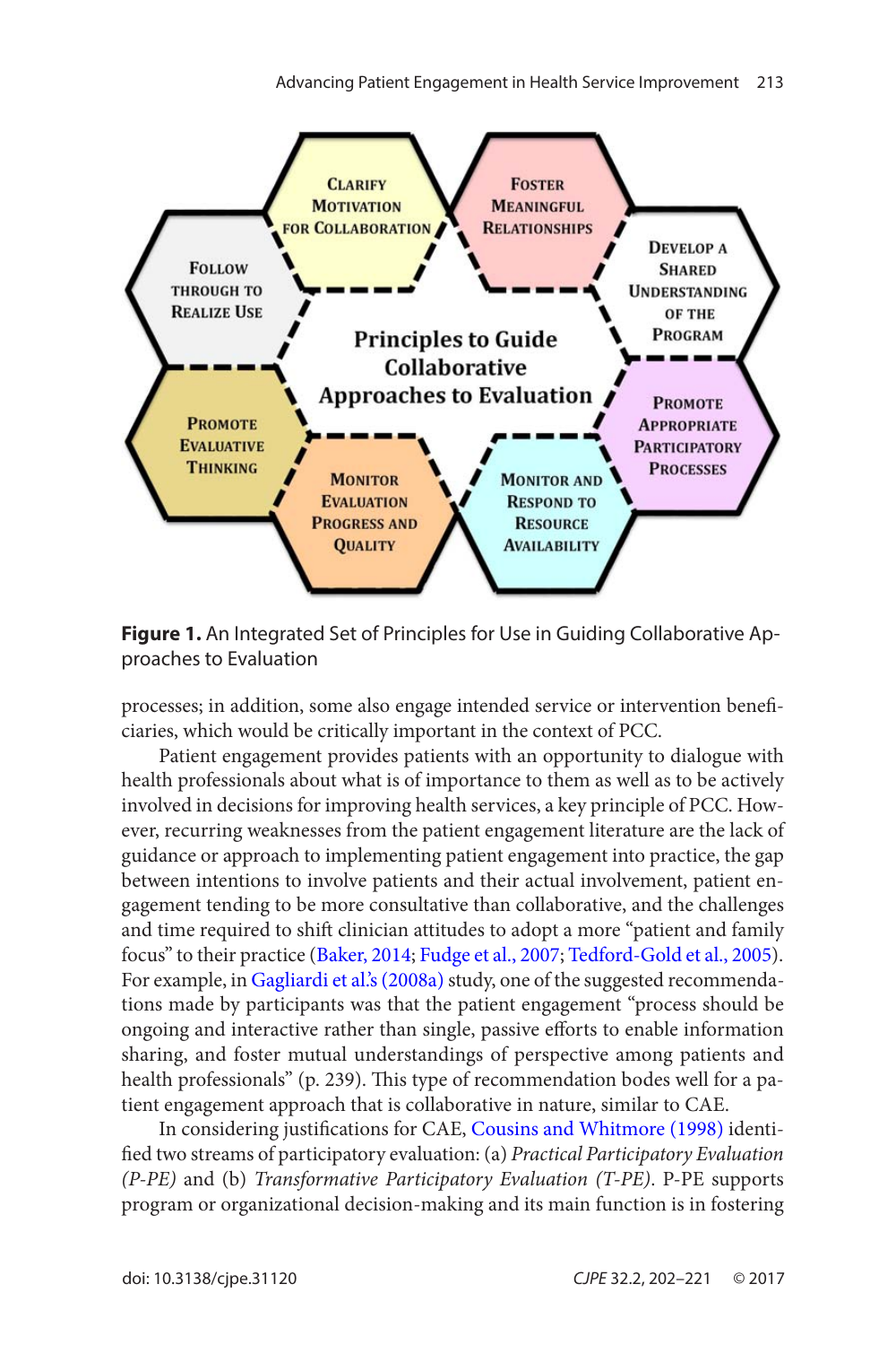**Principles to Guide Collaborative Approaches to Evaluation**

- Clarify Motivation for Collaboration
- Foster Meaningful Relationships
- Develop a Shared Understanding of the Program
- Promote Appropriate Participatory Processes
- Monitor and Respond to Resource Availability
- Monitor Evaluation Progress and Quality
- Promote Evaluative Thinking
- Follow through to Realize Use

**Figure 1.** An Integrated Set of Principles for Use in Guiding Collaborative Approaches to Evaluation

processes; in addition, some also engage intended service or intervention beneficiaries, which would be critically important in the context of PCC.

Patient engagement provides patients with an opportunity to dialogue with health professionals about what is of importance to them as well as to be actively involved in decisions for improving health services, a key principle of PCC. However, recurring weaknesses from the patient engagement literature are the lack of guidance or approach to implementing patient engagement into practice, the gap between intentions to involve patients and their actual involvement, patient engagement tending to be more consultative than collaborative, and the challenges and time required to shift clinician attitudes to adopt a more "patient and family focus" to their practice (Baker, 2014; Fudge et al., 2007; Tedford-Gold et al., 2005). For example, in Gagliardi et al.'s (2008a) study, one of the suggested recommendations made by participants was that the patient engagement "process should be ongoing and interactive rather than single, passive efforts to enable information sharing, and foster mutual understandings of perspective among patients and health professionals" (p. 239). This type of recommendation bodes well for a patient engagement approach that is collaborative in nature, similar to CAE.

In considering justifications for CAE, Cousins and Whitmore (1998) identified two streams of participatory evaluation: (a) *Practical Participatory Evaluation (P-PE)* and (b) *Transformative Participatory Evaluation (T-PE)*. P-PE supports program or organizational decision-making and its main function is in fostering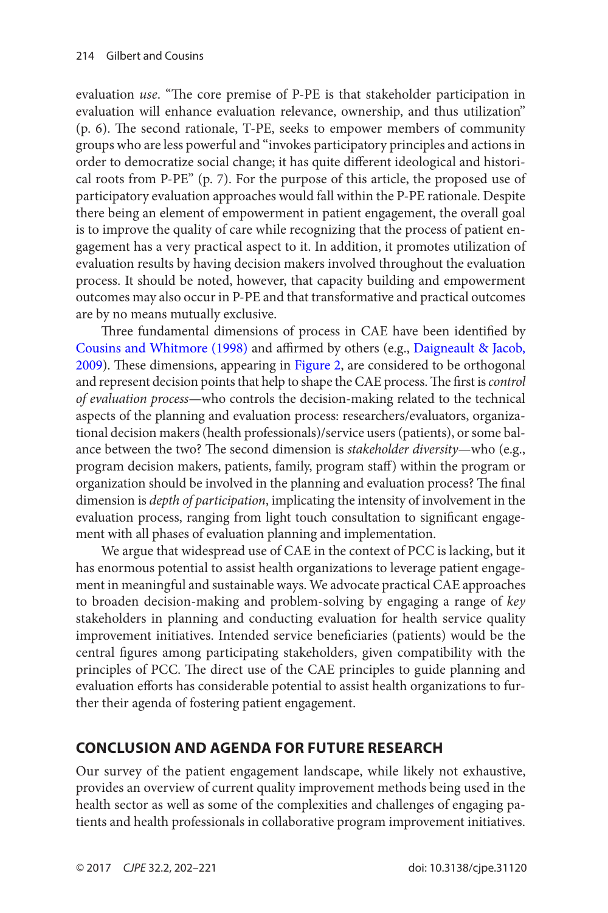evaluation *use*. "The core premise of P-PE is that stakeholder participation in evaluation will enhance evaluation relevance, ownership, and thus utilization" (p. 6). The second rationale, T-PE, seeks to empower members of community groups who are less powerful and "invokes participatory principles and actions in order to democratize social change; it has quite different ideological and historical roots from P-PE" (p. 7). For the purpose of this article, the proposed use of participatory evaluation approaches would fall within the P-PE rationale. Despite there being an element of empowerment in patient engagement, the overall goal is to improve the quality of care while recognizing that the process of patient engagement has a very practical aspect to it. In addition, it promotes utilization of evaluation results by having decision makers involved throughout the evaluation process. It should be noted, however, that capacity building and empowerment outcomes may also occur in P-PE and that transformative and practical outcomes are by no means mutually exclusive.

Three fundamental dimensions of process in CAE have been identified by Cousins and Whitmore (1998) and affirmed by others (e.g., Daigneault & Jacob, 2009). These dimensions, appearing in Figure 2, are considered to be orthogonal and represent decision points that help to shape the CAE process. The first is *control of evaluation process*—who controls the decision-making related to the technical aspects of the planning and evaluation process: researchers/evaluators, organizational decision makers (health professionals)/service users (patients), or some balance between the two? The second dimension is *stakeholder diversity*—who (e.g., program decision makers, patients, family, program staff) within the program or organization should be involved in the planning and evaluation process? The final dimension is *depth of participation*, implicating the intensity of involvement in the evaluation process, ranging from light touch consultation to significant engagement with all phases of evaluation planning and implementation.

We argue that widespread use of CAE in the context of PCC is lacking, but it has enormous potential to assist health organizations to leverage patient engagement in meaningful and sustainable ways. We advocate practical CAE approaches to broaden decision-making and problem-solving by engaging a range of *key* stakeholders in planning and conducting evaluation for health service quality improvement initiatives. Intended service beneficiaries (patients) would be the central figures among participating stakeholders, given compatibility with the principles of PCC. The direct use of the CAE principles to guide planning and evaluation efforts has considerable potential to assist health organizations to further their agenda of fostering patient engagement.

## CONCLUSION AND AGENDA FOR FUTURE RESEARCH

Our survey of the patient engagement landscape, while likely not exhaustive, provides an overview of current quality improvement methods being used in the health sector as well as some of the complexities and challenges of engaging patients and health professionals in collaborative program improvement initiatives.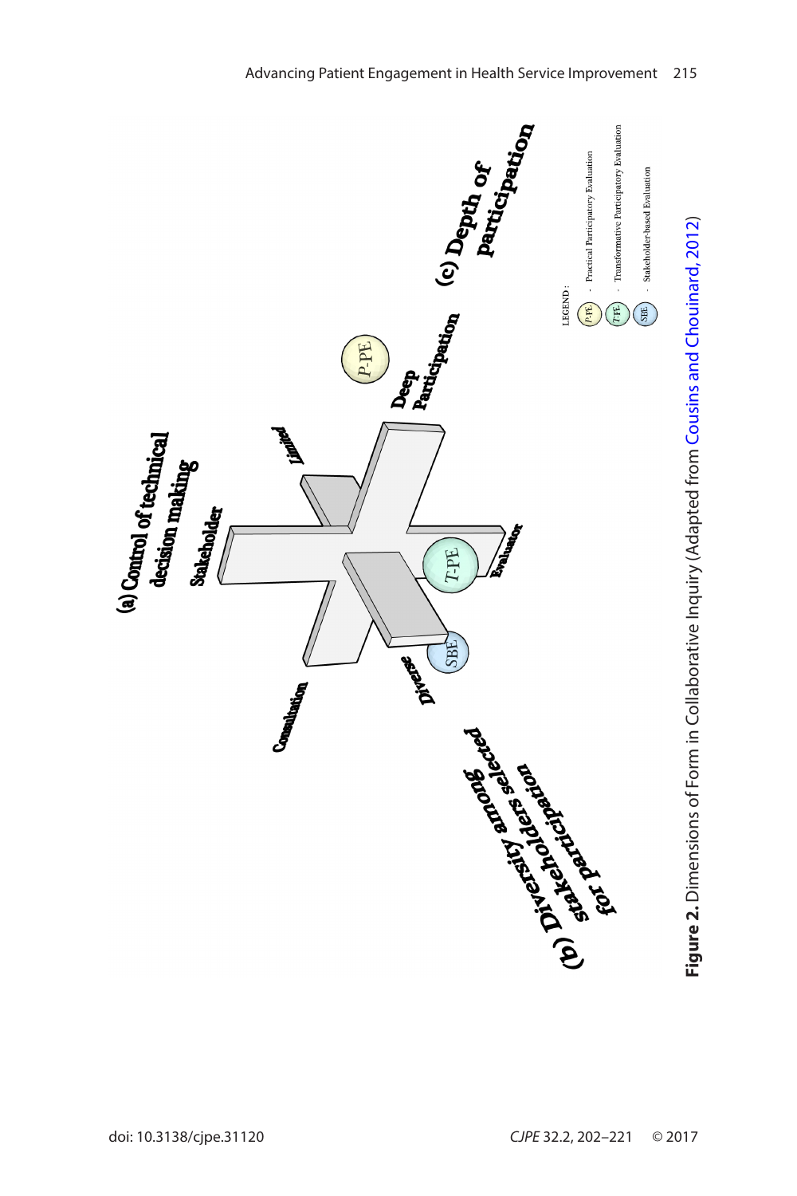(a) Control of technical decision making

Stakeholder

Limited

Deep Participation

(c) Depth of participation

Evaluator

Diverse

Consultation

(b) Diversity among selected stakeholders for participation

P-PE

T-PE

SBE

LEGEND:

P-PE - Practical Participatory Evaluation

T-PE - Transformative Participatory Evaluation

SBE - Stakeholder-based Evaluation

**Figure 2.** Dimensions of Form in Collaborative Inquiry (Adapted from Cousins and Chouinard, 2012)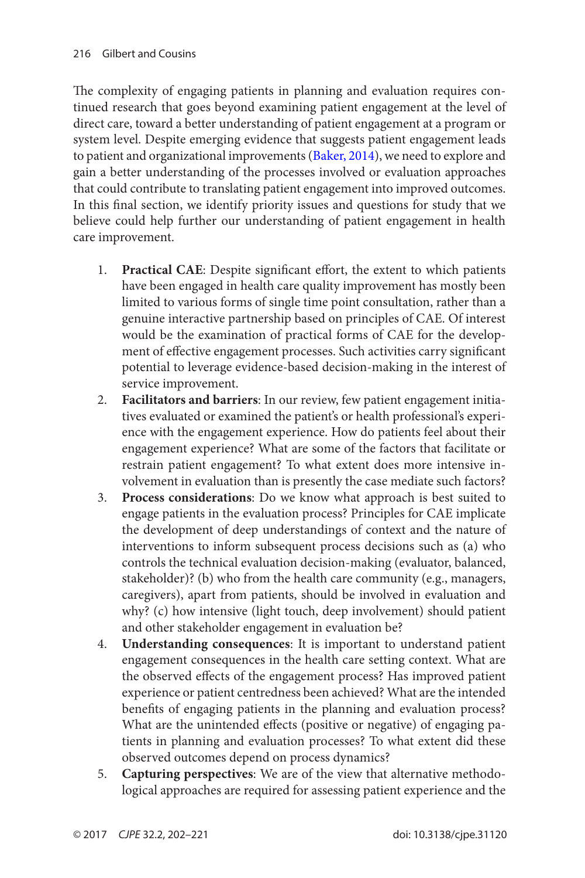The complexity of engaging patients in planning and evaluation requires continued research that goes beyond examining patient engagement at the level of direct care, toward a better understanding of patient engagement at a program or system level. Despite emerging evidence that suggests patient engagement leads to patient and organizational improvements (Baker, 2014), we need to explore and gain a better understanding of the processes involved or evaluation approaches that could contribute to translating patient engagement into improved outcomes. In this final section, we identify priority issues and questions for study that we believe could help further our understanding of patient engagement in health care improvement.

1. **Practical CAE**: Despite significant effort, the extent to which patients have been engaged in health care quality improvement has mostly been limited to various forms of single time point consultation, rather than a genuine interactive partnership based on principles of CAE. Of interest would be the examination of practical forms of CAE for the development of effective engagement processes. Such activities carry significant potential to leverage evidence-based decision-making in the interest of service improvement.
2. **Facilitators and barriers**: In our review, few patient engagement initiatives evaluated or examined the patient's or health professional's experience with the engagement experience. How do patients feel about their engagement experience? What are some of the factors that facilitate or restrain patient engagement? To what extent does more intensive involvement in evaluation than is presently the case mediate such factors?
3. **Process considerations**: Do we know what approach is best suited to engage patients in the evaluation process? Principles for CAE implicate the development of deep understandings of context and the nature of interventions to inform subsequent process decisions such as (a) who controls the technical evaluation decision-making (evaluator, balanced, stakeholder)? (b) who from the health care community (e.g., managers, caregivers), apart from patients, should be involved in evaluation and why? (c) how intensive (light touch, deep involvement) should patient and other stakeholder engagement in evaluation be?
4. **Understanding consequences**: It is important to understand patient engagement consequences in the health care setting context. What are the observed effects of the engagement process? Has improved patient experience or patient centredness been achieved? What are the intended benefits of engaging patients in the planning and evaluation process? What are the unintended effects (positive or negative) of engaging patients in planning and evaluation processes? To what extent did these observed outcomes depend on process dynamics?
5. **Capturing perspectives**: We are of the view that alternative methodological approaches are required for assessing patient experience and the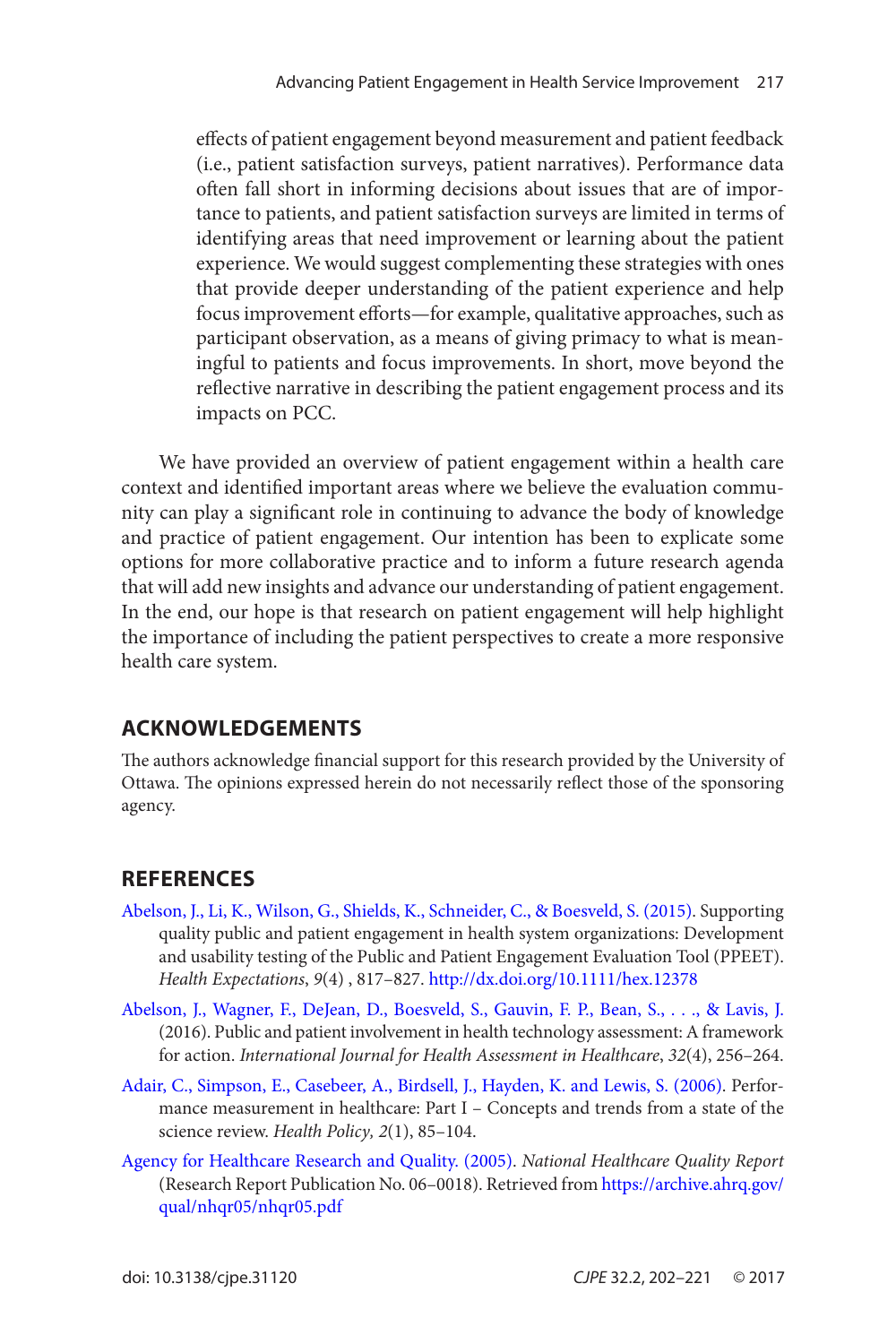effects of patient engagement beyond measurement and patient feedback (i.e., patient satisfaction surveys, patient narratives). Performance data often fall short in informing decisions about issues that are of importance to patients, and patient satisfaction surveys are limited in terms of identifying areas that need improvement or learning about the patient experience. We would suggest complementing these strategies with ones that provide deeper understanding of the patient experience and help focus improvement efforts—for example, qualitative approaches, such as participant observation, as a means of giving primacy to what is meaningful to patients and focus improvements. In short, move beyond the reflective narrative in describing the patient engagement process and its impacts on PCC.

We have provided an overview of patient engagement within a health care context and identified important areas where we believe the evaluation community can play a significant role in continuing to advance the body of knowledge and practice of patient engagement. Our intention has been to explicate some options for more collaborative practice and to inform a future research agenda that will add new insights and advance our understanding of patient engagement. In the end, our hope is that research on patient engagement will help highlight the importance of including the patient perspectives to create a more responsive health care system.

## ACKNOWLEDGEMENTS

The authors acknowledge financial support for this research provided by the University of Ottawa. The opinions expressed herein do not necessarily reflect those of the sponsoring agency.

## REFERENCES

Abelson, J., Li, K., Wilson, G., Shields, K., Schneider, C., & Boesveld, S. (2015). Supporting quality public and patient engagement in health system organizations: Development and usability testing of the Public and Patient Engagement Evaluation Tool (PPEET). *Health Expectations*, *9*(4) , 817–827. http://dx.doi.org/10.1111/hex.12378

Abelson, J., Wagner, F., DeJean, D., Boesveld, S., Gauvin, F. P., Bean, S., . . ., & Lavis, J. (2016). Public and patient involvement in health technology assessment: A framework for action. *International Journal for Health Assessment in Healthcare*, *32*(4), 256–264.

Adair, C., Simpson, E., Casebeer, A., Birdsell, J., Hayden, K. and Lewis, S. (2006). Performance measurement in healthcare: Part I – Concepts and trends from a state of the science review. *Health Policy, 2*(1), 85–104.

Agency for Healthcare Research and Quality. (2005). *National Healthcare Quality Report* (Research Report Publication No. 06–0018). Retrieved from https://archive.ahrq.gov/qual/nhqr05/nhqr05.pdf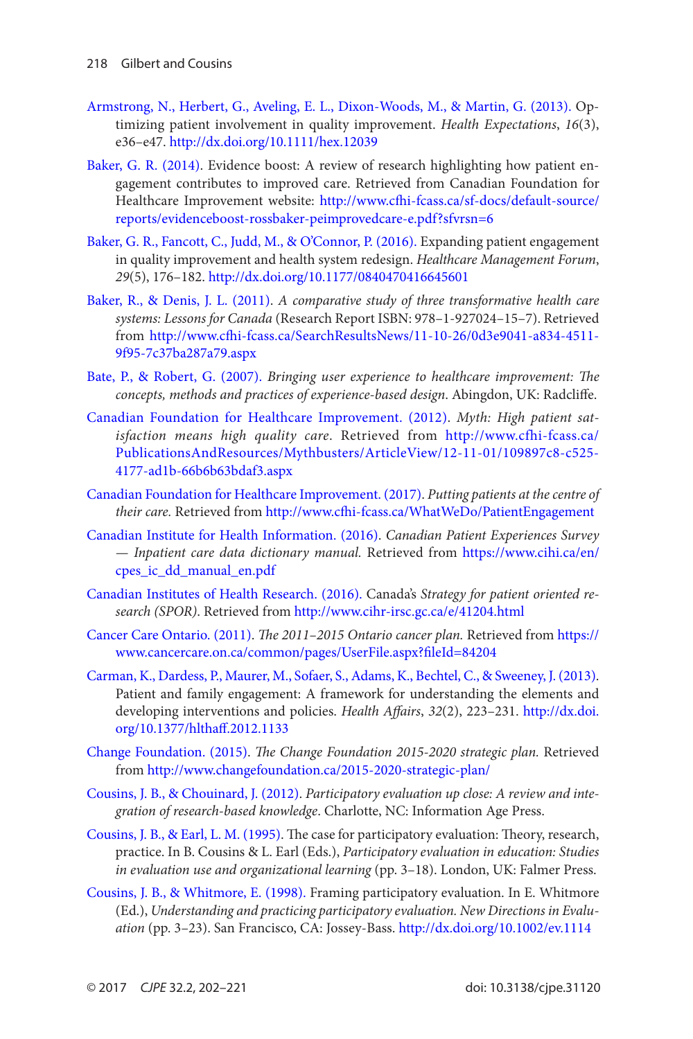Armstrong, N., Herbert, G., Aveling, E. L., Dixon-Woods, M., & Martin, G. (2013). Optimizing patient involvement in quality improvement. *Health Expectations*, *16*(3), e36–e47. http://dx.doi.org/10.1111/hex.12039

Baker, G. R. (2014). Evidence boost: A review of research highlighting how patient engagement contributes to improved care. Retrieved from Canadian Foundation for Healthcare Improvement website: http://www.cfhi-fcass.ca/sf-docs/default-source/reports/evidenceboost-rossbaker-peimprovedcare-e.pdf?sfvrsn=6

Baker, G. R., Fancott, C., Judd, M., & O'Connor, P. (2016). Expanding patient engagement in quality improvement and health system redesign. *Healthcare Management Forum*, *29*(5), 176–182. http://dx.doi.org/10.1177/0840470416645601

Baker, R., & Denis, J. L. (2011). *A comparative study of three transformative health care systems: Lessons for Canada* (Research Report ISBN: 978–1-927024–15–7). Retrieved from http://www.cfhi-fcass.ca/SearchResultsNews/11-10-26/0d3e9041-a834-4511-9f95-7c37ba287a79.aspx

Bate, P., & Robert, G. (2007). *Bringing user experience to healthcare improvement: The concepts, methods and practices of experience-based design*. Abingdon, UK: Radcliffe.

Canadian Foundation for Healthcare Improvement. (2012). *Myth: High patient satisfaction means high quality care*. Retrieved from http://www.cfhi-fcass.ca/PublicationsAndResources/Mythbusters/ArticleView/12-11-01/109897c8-c525-4177-ad1b-66b6b63bdaf3.aspx

Canadian Foundation for Healthcare Improvement. (2017). *Putting patients at the centre of their care.* Retrieved from http://www.cfhi-fcass.ca/WhatWeDo/PatientEngagement

Canadian Institute for Health Information. (2016). *Canadian Patient Experiences Survey — Inpatient care data dictionary manual.* Retrieved from https://www.cihi.ca/en/cpes_ic_dd_manual_en.pdf

Canadian Institutes of Health Research. (2016). Canada's *Strategy for patient oriented research (SPOR)*. Retrieved from http://www.cihr-irsc.gc.ca/e/41204.html

Cancer Care Ontario. (2011). *The 2011–2015 Ontario cancer plan.* Retrieved from https://www.cancercare.on.ca/common/pages/UserFile.aspx?fileId=84204

Carman, K., Dardess, P., Maurer, M., Sofaer, S., Adams, K., Bechtel, C., & Sweeney, J. (2013). Patient and family engagement: A framework for understanding the elements and developing interventions and policies. *Health Affairs*, *32*(2), 223–231. http://dx.doi.org/10.1377/hlthaff.2012.1133

Change Foundation. (2015). *The Change Foundation 2015-2020 strategic plan.* Retrieved from http://www.changefoundation.ca/2015-2020-strategic-plan/

Cousins, J. B., & Chouinard, J. (2012). *Participatory evaluation up close: A review and integration of research-based knowledge*. Charlotte, NC: Information Age Press.

Cousins, J. B., & Earl, L. M. (1995). The case for participatory evaluation: Theory, research, practice. In B. Cousins & L. Earl (Eds.), *Participatory evaluation in education: Studies in evaluation use and organizational learning* (pp. 3–18). London, UK: Falmer Press.

Cousins, J. B., & Whitmore, E. (1998). Framing participatory evaluation. In E. Whitmore (Ed.), *Understanding and practicing participatory evaluation. New Directions in Evaluation* (pp. 3–23). San Francisco, CA: Jossey-Bass. http://dx.doi.org/10.1002/ev.1114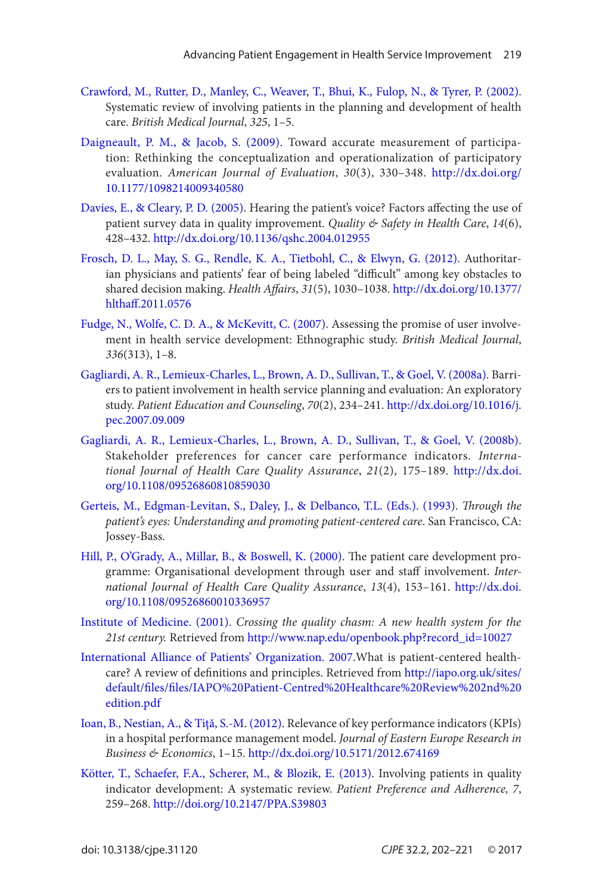Crawford, M., Rutter, D., Manley, C., Weaver, T., Bhui, K., Fulop, N., & Tyrer, P. (2002). Systematic review of involving patients in the planning and development of health care. *British Medical Journal*, *325*, 1–5.

Daigneault, P. M., & Jacob, S. (2009). Toward accurate measurement of participation: Rethinking the conceptualization and operationalization of participatory evaluation. *American Journal of Evaluation*, *30*(3), 330–348. http://dx.doi.org/10.1177/1098214009340580

Davies, E., & Cleary, P. D. (2005). Hearing the patient's voice? Factors affecting the use of patient survey data in quality improvement. *Quality & Safety in Health Care*, *14*(6), 428–432. http://dx.doi.org/10.1136/qshc.2004.012955

Frosch, D. L., May, S. G., Rendle, K. A., Tietbohl, C., & Elwyn, G. (2012). Authoritarian physicians and patients' fear of being labeled "difficult" among key obstacles to shared decision making. *Health Affairs*, *31*(5), 1030–1038. http://dx.doi.org/10.1377/hlthaff.2011.0576

Fudge, N., Wolfe, C. D. A., & McKevitt, C. (2007). Assessing the promise of user involvement in health service development: Ethnographic study. *British Medical Journal*, *336*(313), 1–8.

Gagliardi, A. R., Lemieux-Charles, L., Brown, A. D., Sullivan, T., & Goel, V. (2008a). Barriers to patient involvement in health service planning and evaluation: An exploratory study. *Patient Education and Counseling*, *70*(2), 234–241. http://dx.doi.org/10.1016/j.pec.2007.09.009

Gagliardi, A. R., Lemieux-Charles, L., Brown, A. D., Sullivan, T., & Goel, V. (2008b). Stakeholder preferences for cancer care performance indicators. *International Journal of Health Care Quality Assurance*, *21*(2), 175–189. http://dx.doi.org/10.1108/09526860810859030

Gerteis, M., Edgman-Levitan, S., Daley, J., & Delbanco, T.L. (Eds.). (1993). *Through the patient's eyes: Understanding and promoting patient-centered care*. San Francisco, CA: Jossey-Bass.

Hill, P., O'Grady, A., Millar, B., & Boswell, K. (2000). The patient care development programme: Organisational development through user and staff involvement. *International Journal of Health Care Quality Assurance*, *13*(4), 153–161. http://dx.doi.org/10.1108/09526860010336957

Institute of Medicine. (2001). *Crossing the quality chasm: A new health system for the 21st century.* Retrieved from http://www.nap.edu/openbook.php?record_id=10027

International Alliance of Patients' Organization. 2007.What is patient-centered healthcare? A review of definitions and principles. Retrieved from http://iapo.org.uk/sites/default/files/files/IAPO%20Patient-Centred%20Healthcare%20Review%202nd%20edition.pdf

Ioan, B., Nestian, A., & Tiţă, S.-M. (2012). Relevance of key performance indicators (KPIs) in a hospital performance management model. *Journal of Eastern Europe Research in Business & Economics*, 1–15. http://dx.doi.org/10.5171/2012.674169

Kötter, T., Schaefer, F.A., Scherer, M., & Blozik, E. (2013). Involving patients in quality indicator development: A systematic review. *Patient Preference and Adherence, 7*, 259–268. http://doi.org/10.2147/PPA.S39803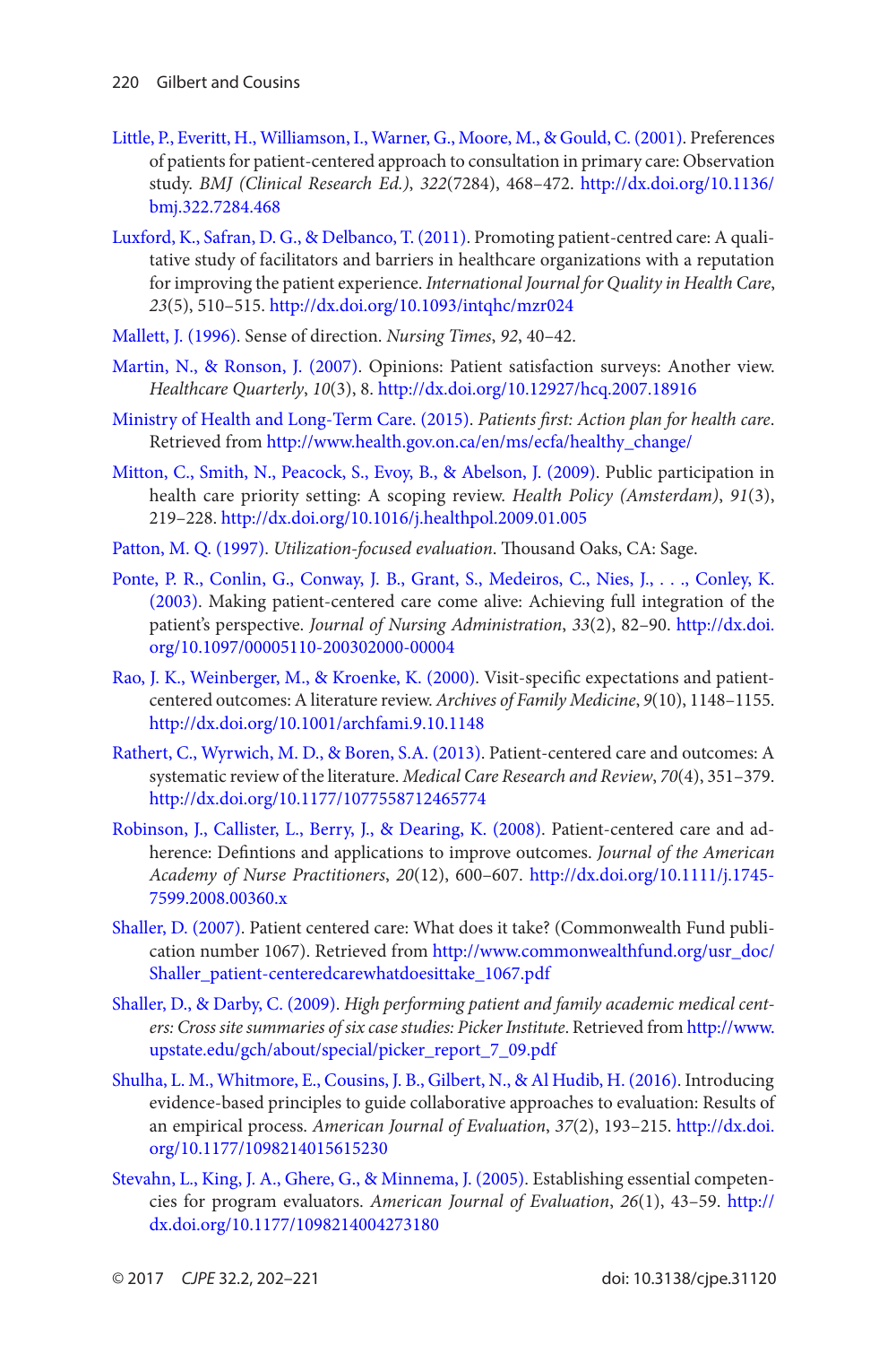Little, P., Everitt, H., Williamson, I., Warner, G., Moore, M., & Gould, C. (2001). Preferences of patients for patient-centered approach to consultation in primary care: Observation study. *BMJ (Clinical Research Ed.)*, *322*(7284), 468–472. http://dx.doi.org/10.1136/bmj.322.7284.468

Luxford, K., Safran, D. G., & Delbanco, T. (2011). Promoting patient-centred care: A qualitative study of facilitators and barriers in healthcare organizations with a reputation for improving the patient experience. *International Journal for Quality in Health Care*, *23*(5), 510–515. http://dx.doi.org/10.1093/intqhc/mzr024

Mallett, J. (1996). Sense of direction. *Nursing Times*, *92*, 40–42.

Martin, N., & Ronson, J. (2007). Opinions: Patient satisfaction surveys: Another view. *Healthcare Quarterly*, *10*(3), 8. http://dx.doi.org/10.12927/hcq.2007.18916

Ministry of Health and Long-Term Care. (2015). *Patients first: Action plan for health care*. Retrieved from http://www.health.gov.on.ca/en/ms/ecfa/healthy_change/

Mitton, C., Smith, N., Peacock, S., Evoy, B., & Abelson, J. (2009). Public participation in health care priority setting: A scoping review. *Health Policy (Amsterdam)*, *91*(3), 219–228. http://dx.doi.org/10.1016/j.healthpol.2009.01.005

Patton, M. Q. (1997). *Utilization-focused evaluation*. Thousand Oaks, CA: Sage.

Ponte, P. R., Conlin, G., Conway, J. B., Grant, S., Medeiros, C., Nies, J., . . ., Conley, K. (2003). Making patient-centered care come alive: Achieving full integration of the patient's perspective. *Journal of Nursing Administration*, *33*(2), 82–90. http://dx.doi.org/10.1097/00005110-200302000-00004

Rao, J. K., Weinberger, M., & Kroenke, K. (2000). Visit-specific expectations and patient-centered outcomes: A literature review. *Archives of Family Medicine*, *9*(10), 1148–1155. http://dx.doi.org/10.1001/archfami.9.10.1148

Rathert, C., Wyrwich, M. D., & Boren, S.A. (2013). Patient-centered care and outcomes: A systematic review of the literature. *Medical Care Research and Review*, *70*(4), 351–379. http://dx.doi.org/10.1177/1077558712465774

Robinson, J., Callister, L., Berry, J., & Dearing, K. (2008). Patient-centered care and adherence: Defintions and applications to improve outcomes. *Journal of the American Academy of Nurse Practitioners*, *20*(12), 600–607. http://dx.doi.org/10.1111/j.1745-7599.2008.00360.x

Shaller, D. (2007). Patient centered care: What does it take? (Commonwealth Fund publication number 1067). Retrieved from http://www.commonwealthfund.org/usr_doc/Shaller_patient-centeredcarewhatdoesittake_1067.pdf

Shaller, D., & Darby, C. (2009). *High performing patient and family academic medical centers: Cross site summaries of six case studies: Picker Institute*. Retrieved from http://www.upstate.edu/gch/about/special/picker_report_7_09.pdf

Shulha, L. M., Whitmore, E., Cousins, J. B., Gilbert, N., & Al Hudib, H. (2016). Introducing evidence-based principles to guide collaborative approaches to evaluation: Results of an empirical process. *American Journal of Evaluation*, *37*(2), 193–215. http://dx.doi.org/10.1177/1098214015615230

Stevahn, L., King, J. A., Ghere, G., & Minnema, J. (2005). Establishing essential competencies for program evaluators. *American Journal of Evaluation*, *26*(1), 43–59. http://dx.doi.org/10.1177/1098214004273180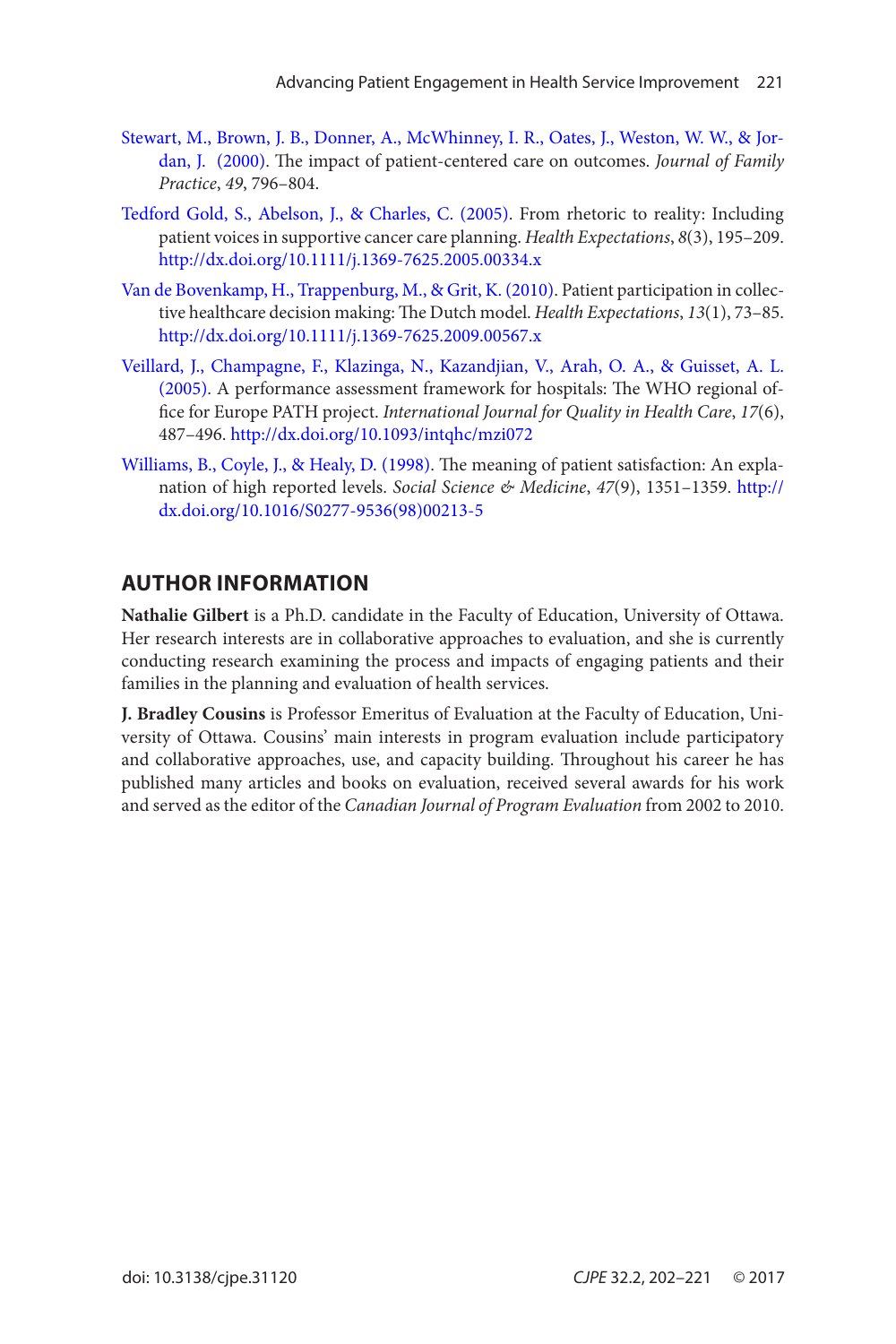Stewart, M., Brown, J. B., Donner, A., McWhinney, I. R., Oates, J., Weston, W. W., & Jordan, J. (2000). The impact of patient-centered care on outcomes. *Journal of Family Practice*, *49*, 796–804.

Tedford Gold, S., Abelson, J., & Charles, C. (2005). From rhetoric to reality: Including patient voices in supportive cancer care planning. *Health Expectations*, *8*(3), 195–209. http://dx.doi.org/10.1111/j.1369-7625.2005.00334.x

Van de Bovenkamp, H., Trappenburg, M., & Grit, K. (2010). Patient participation in collective healthcare decision making: The Dutch model. *Health Expectations*, *13*(1), 73–85. http://dx.doi.org/10.1111/j.1369-7625.2009.00567.x

Veillard, J., Champagne, F., Klazinga, N., Kazandjian, V., Arah, O. A., & Guisset, A. L. (2005). A performance assessment framework for hospitals: The WHO regional office for Europe PATH project. *International Journal for Quality in Health Care*, *17*(6), 487–496. http://dx.doi.org/10.1093/intqhc/mzi072

Williams, B., Coyle, J., & Healy, D. (1998). The meaning of patient satisfaction: An explanation of high reported levels. *Social Science & Medicine*, *47*(9), 1351–1359. http://dx.doi.org/10.1016/S0277-9536(98)00213-5

## AUTHOR INFORMATION

**Nathalie Gilbert** is a Ph.D. candidate in the Faculty of Education, University of Ottawa. Her research interests are in collaborative approaches to evaluation, and she is currently conducting research examining the process and impacts of engaging patients and their families in the planning and evaluation of health services.

**J. Bradley Cousins** is Professor Emeritus of Evaluation at the Faculty of Education, University of Ottawa. Cousins' main interests in program evaluation include participatory and collaborative approaches, use, and capacity building. Throughout his career he has published many articles and books on evaluation, received several awards for his work and served as the editor of the *Canadian Journal of Program Evaluation* from 2002 to 2010.